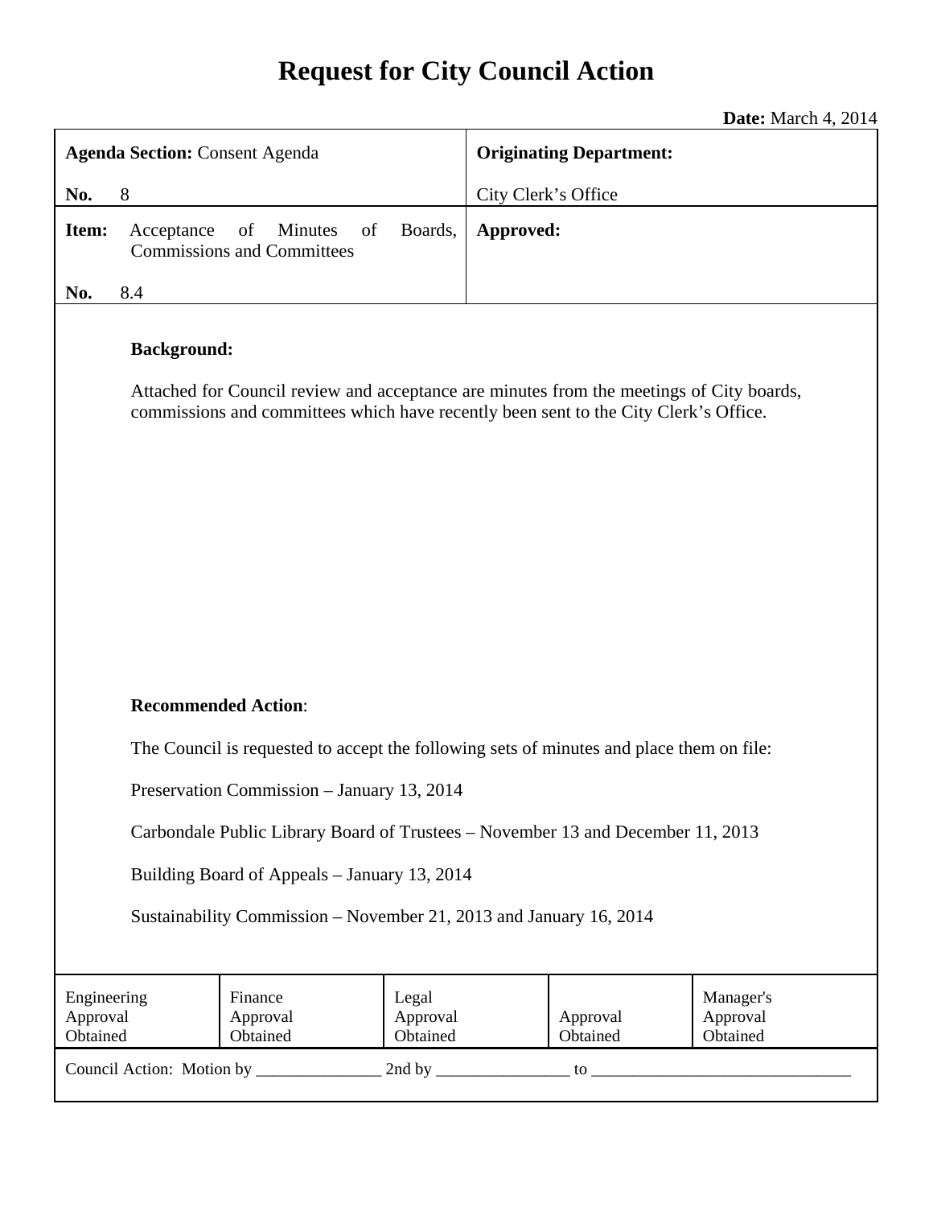# Request for City Council Action

**Date:** March 4, 2014

| **Agenda Section:** Consent Agenda<br><br>**No.** 8 | **Originating Department:**<br><br>City Clerk's Office |
|---|---|
| **Item:** Acceptance of Minutes of Boards, Commissions and Committees<br><br>**No.** 8.4 | **Approved:** |

**Background:**

Attached for Council review and acceptance are minutes from the meetings of City boards, commissions and committees which have recently been sent to the City Clerk's Office.

**Recommended Action**:

The Council is requested to accept the following sets of minutes and place them on file:

Preservation Commission – January 13, 2014

Carbondale Public Library Board of Trustees – November 13 and December 11, 2013

Building Board of Appeals – January 13, 2014

Sustainability Commission – November 21, 2013 and January 16, 2014

| Engineering Approval Obtained | Finance Approval Obtained | Legal Approval Obtained | Approval Obtained | Manager's Approval Obtained |
|---|---|---|---|---|

Council Action: Motion by _______________ 2nd by ________________ to _______________________________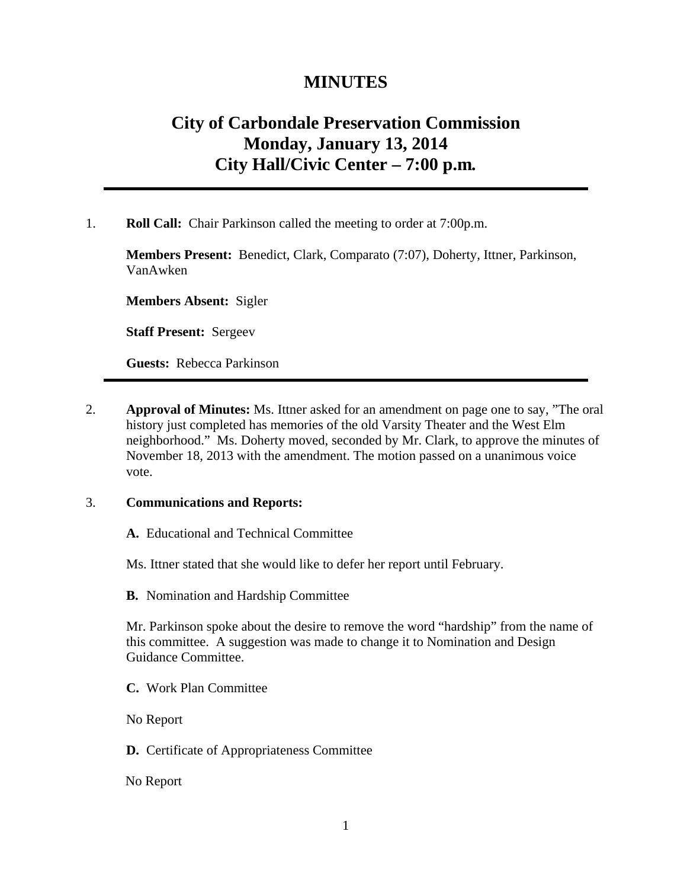# MINUTES

## City of Carbondale Preservation Commission
## Monday, January 13, 2014
## City Hall/Civic Center – 7:00 p.m.

---

1. **Roll Call:** Chair Parkinson called the meeting to order at 7:00p.m.

   **Members Present:** Benedict, Clark, Comparato (7:07), Doherty, Ittner, Parkinson, VanAwken

   **Members Absent:** Sigler

   **Staff Present:** Sergeev

   **Guests:** Rebecca Parkinson

---

2. **Approval of Minutes:** Ms. Ittner asked for an amendment on page one to say, "The oral history just completed has memories of the old Varsity Theater and the West Elm neighborhood." Ms. Doherty moved, seconded by Mr. Clark, to approve the minutes of November 18, 2013 with the amendment. The motion passed on a unanimous voice vote.

3. **Communications and Reports:**

   **A.** Educational and Technical Committee

   Ms. Ittner stated that she would like to defer her report until February.

   **B.** Nomination and Hardship Committee

   Mr. Parkinson spoke about the desire to remove the word "hardship" from the name of this committee. A suggestion was made to change it to Nomination and Design Guidance Committee.

   **C.** Work Plan Committee

   No Report

   **D.** Certificate of Appropriateness Committee

   No Report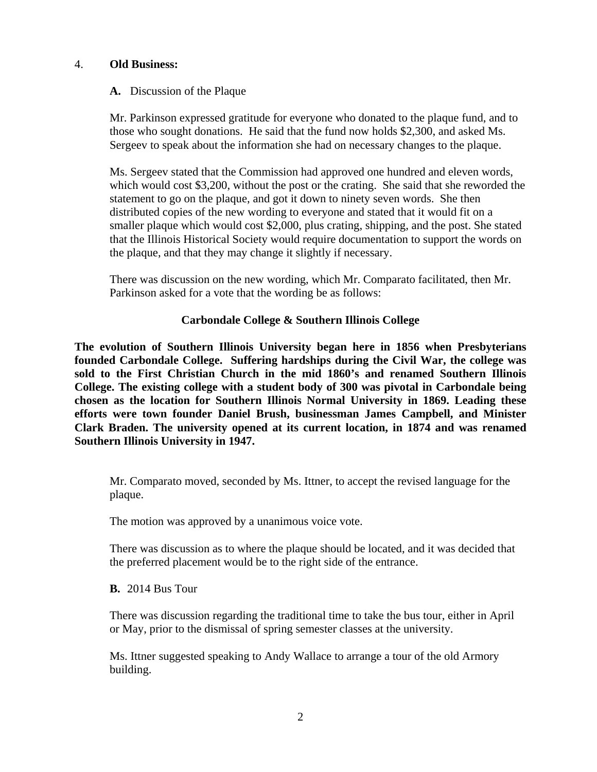4. **Old Business:**

**A.** Discussion of the Plaque

Mr. Parkinson expressed gratitude for everyone who donated to the plaque fund, and to those who sought donations. He said that the fund now holds $2,300, and asked Ms. Sergeev to speak about the information she had on necessary changes to the plaque.

Ms. Sergeev stated that the Commission had approved one hundred and eleven words, which would cost $3,200, without the post or the crating. She said that she reworded the statement to go on the plaque, and got it down to ninety seven words. She then distributed copies of the new wording to everyone and stated that it would fit on a smaller plaque which would cost $2,000, plus crating, shipping, and the post. She stated that the Illinois Historical Society would require documentation to support the words on the plaque, and that they may change it slightly if necessary.

There was discussion on the new wording, which Mr. Comparato facilitated, then Mr. Parkinson asked for a vote that the wording be as follows:

**Carbondale College & Southern Illinois College**

**The evolution of Southern Illinois University began here in 1856 when Presbyterians founded Carbondale College. Suffering hardships during the Civil War, the college was sold to the First Christian Church in the mid 1860's and renamed Southern Illinois College. The existing college with a student body of 300 was pivotal in Carbondale being chosen as the location for Southern Illinois Normal University in 1869. Leading these efforts were town founder Daniel Brush, businessman James Campbell, and Minister Clark Braden. The university opened at its current location, in 1874 and was renamed Southern Illinois University in 1947.**

Mr. Comparato moved, seconded by Ms. Ittner, to accept the revised language for the plaque.

The motion was approved by a unanimous voice vote.

There was discussion as to where the plaque should be located, and it was decided that the preferred placement would be to the right side of the entrance.

**B.** 2014 Bus Tour

There was discussion regarding the traditional time to take the bus tour, either in April or May, prior to the dismissal of spring semester classes at the university.

Ms. Ittner suggested speaking to Andy Wallace to arrange a tour of the old Armory building.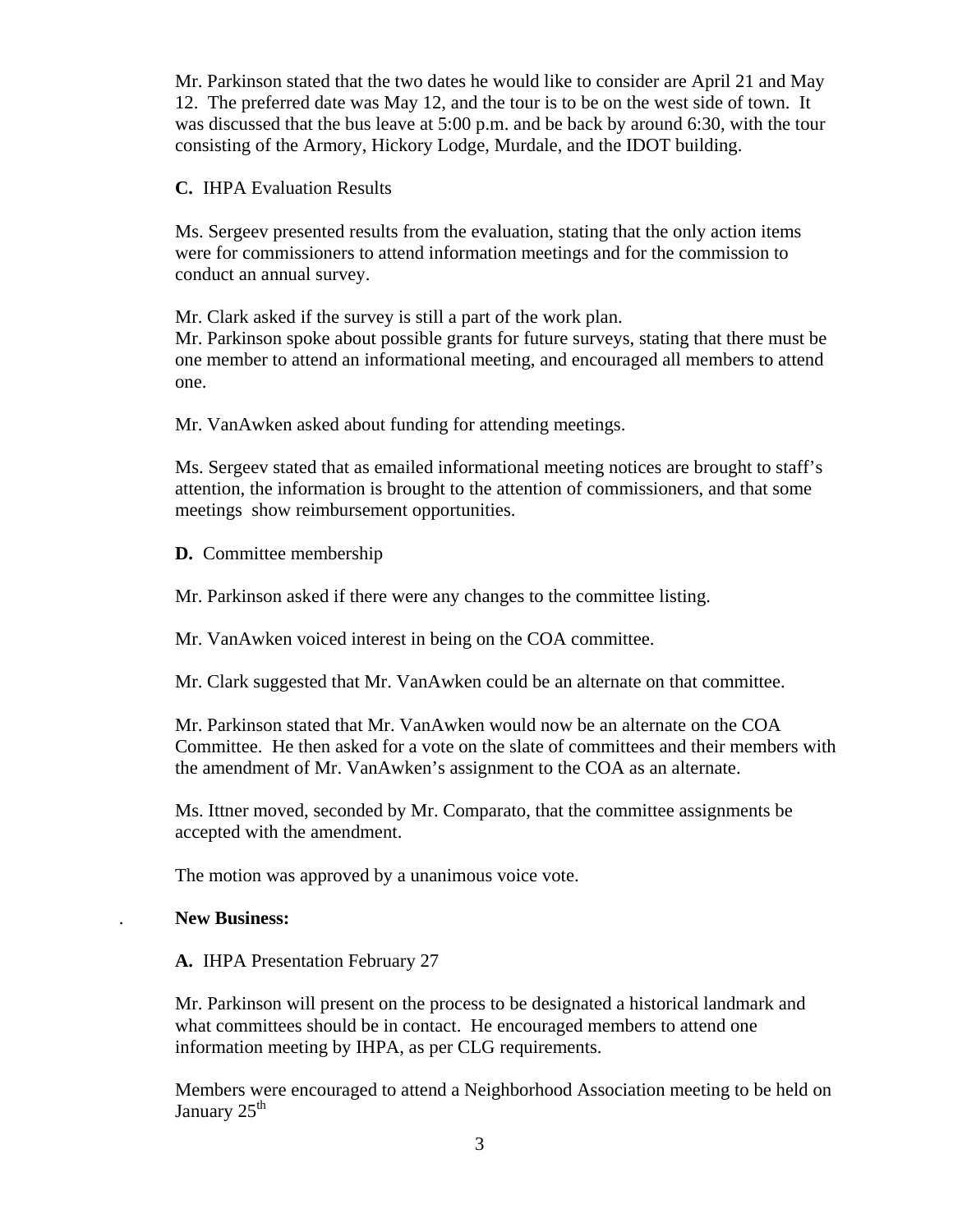Mr. Parkinson stated that the two dates he would like to consider are April 21 and May 12. The preferred date was May 12, and the tour is to be on the west side of town. It was discussed that the bus leave at 5:00 p.m. and be back by around 6:30, with the tour consisting of the Armory, Hickory Lodge, Murdale, and the IDOT building.

**C.** IHPA Evaluation Results

Ms. Sergeev presented results from the evaluation, stating that the only action items were for commissioners to attend information meetings and for the commission to conduct an annual survey.

Mr. Clark asked if the survey is still a part of the work plan.
Mr. Parkinson spoke about possible grants for future surveys, stating that there must be one member to attend an informational meeting, and encouraged all members to attend one.

Mr. VanAwken asked about funding for attending meetings.

Ms. Sergeev stated that as emailed informational meeting notices are brought to staff's attention, the information is brought to the attention of commissioners, and that some meetings show reimbursement opportunities.

**D.** Committee membership

Mr. Parkinson asked if there were any changes to the committee listing.

Mr. VanAwken voiced interest in being on the COA committee.

Mr. Clark suggested that Mr. VanAwken could be an alternate on that committee.

Mr. Parkinson stated that Mr. VanAwken would now be an alternate on the COA Committee. He then asked for a vote on the slate of committees and their members with the amendment of Mr. VanAwken's assignment to the COA as an alternate.

Ms. Ittner moved, seconded by Mr. Comparato, that the committee assignments be accepted with the amendment.

The motion was approved by a unanimous voice vote.

. **New Business:**

**A.** IHPA Presentation February 27

Mr. Parkinson will present on the process to be designated a historical landmark and what committees should be in contact. He encouraged members to attend one information meeting by IHPA, as per CLG requirements.

Members were encouraged to attend a Neighborhood Association meeting to be held on January 25th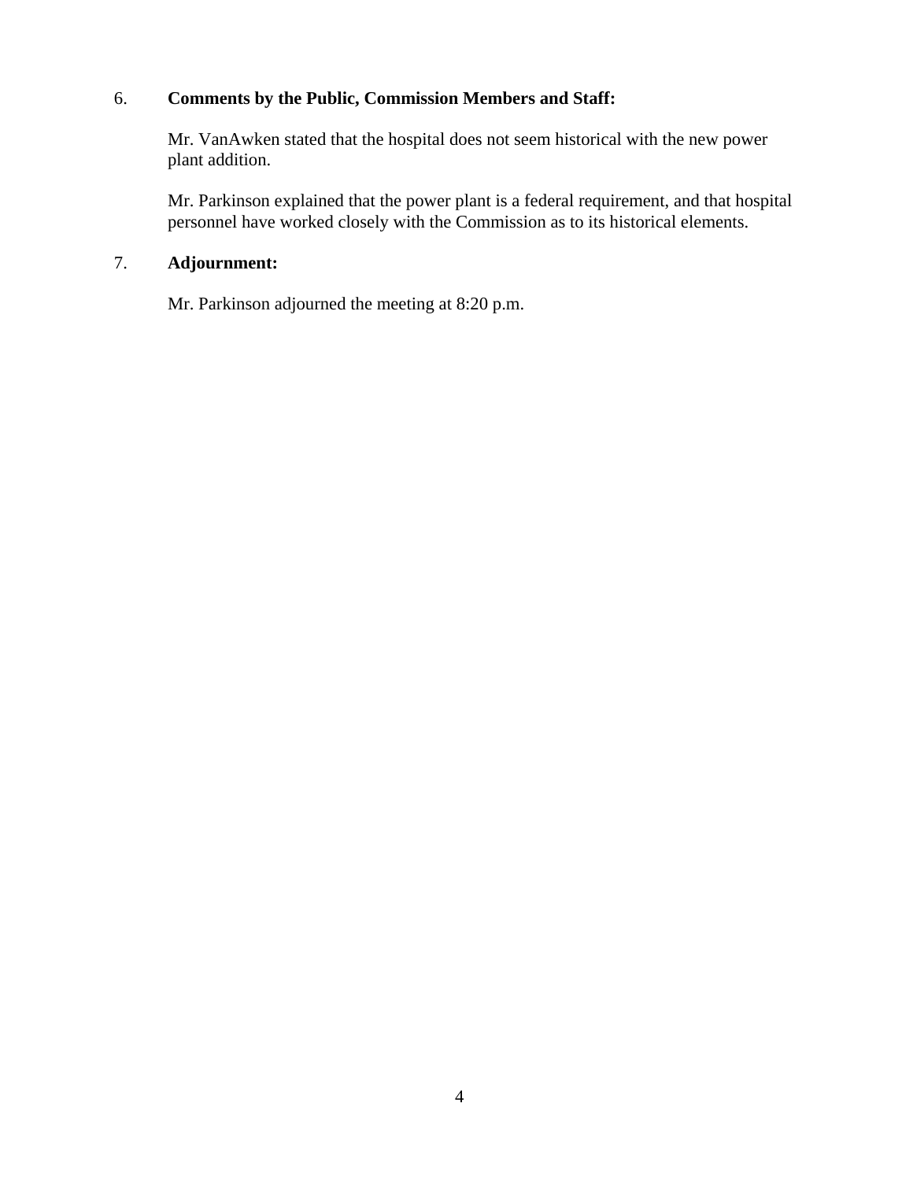6. **Comments by the Public, Commission Members and Staff:**

   Mr. VanAwken stated that the hospital does not seem historical with the new power plant addition.

   Mr. Parkinson explained that the power plant is a federal requirement, and that hospital personnel have worked closely with the Commission as to its historical elements.

7. **Adjournment:**

   Mr. Parkinson adjourned the meeting at 8:20 p.m.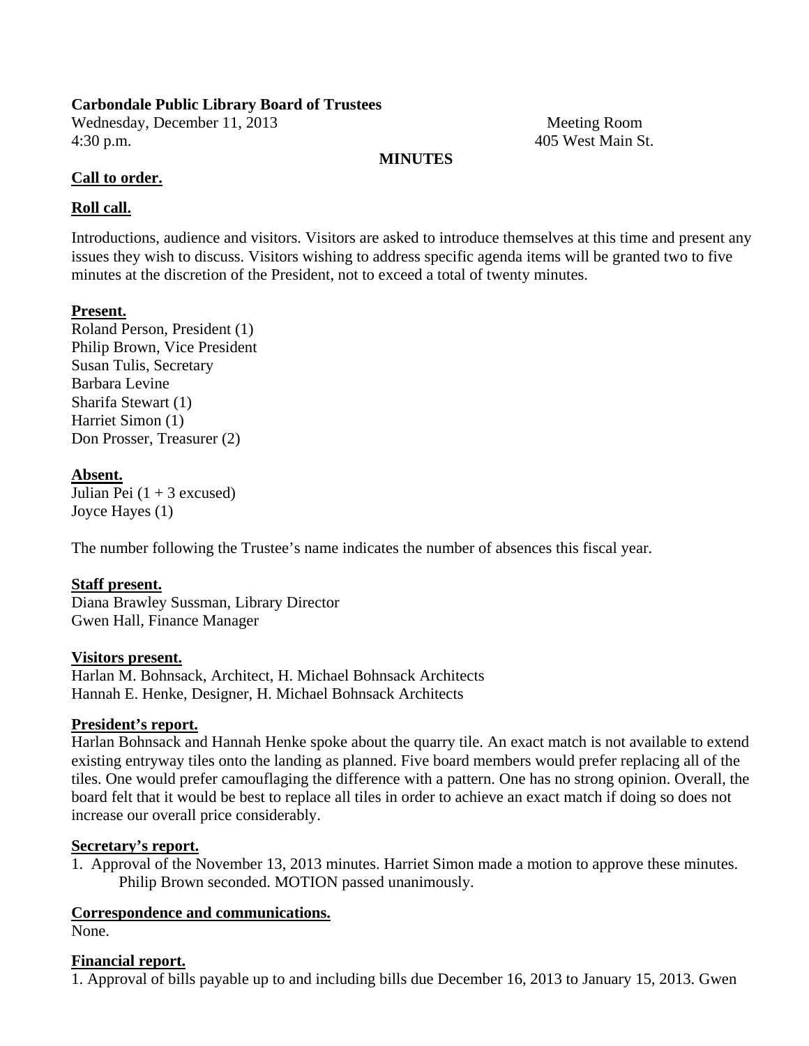**Carbondale Public Library Board of Trustees**

Wednesday, December 11, 2013
4:30 p.m.

Meeting Room
405 West Main St.

**MINUTES**

**Call to order.**

**Roll call.**

Introductions, audience and visitors. Visitors are asked to introduce themselves at this time and present any issues they wish to discuss. Visitors wishing to address specific agenda items will be granted two to five minutes at the discretion of the President, not to exceed a total of twenty minutes.

**Present.**

Roland Person, President (1)
Philip Brown, Vice President
Susan Tulis, Secretary
Barbara Levine
Sharifa Stewart (1)
Harriet Simon (1)
Don Prosser, Treasurer (2)

**Absent.**

Julian Pei (1 + 3 excused)
Joyce Hayes (1)

The number following the Trustee's name indicates the number of absences this fiscal year.

**Staff present.**

Diana Brawley Sussman, Library Director
Gwen Hall, Finance Manager

**Visitors present.**

Harlan M. Bohnsack, Architect, H. Michael Bohnsack Architects
Hannah E. Henke, Designer, H. Michael Bohnsack Architects

**President's report.**

Harlan Bohnsack and Hannah Henke spoke about the quarry tile. An exact match is not available to extend existing entryway tiles onto the landing as planned. Five board members would prefer replacing all of the tiles. One would prefer camouflaging the difference with a pattern. One has no strong opinion. Overall, the board felt that it would be best to replace all tiles in order to achieve an exact match if doing so does not increase our overall price considerably.

**Secretary's report.**

1. Approval of the November 13, 2013 minutes. Harriet Simon made a motion to approve these minutes. Philip Brown seconded. MOTION passed unanimously.

**Correspondence and communications.**

None.

**Financial report.**

1. Approval of bills payable up to and including bills due December 16, 2013 to January 15, 2013. Gwen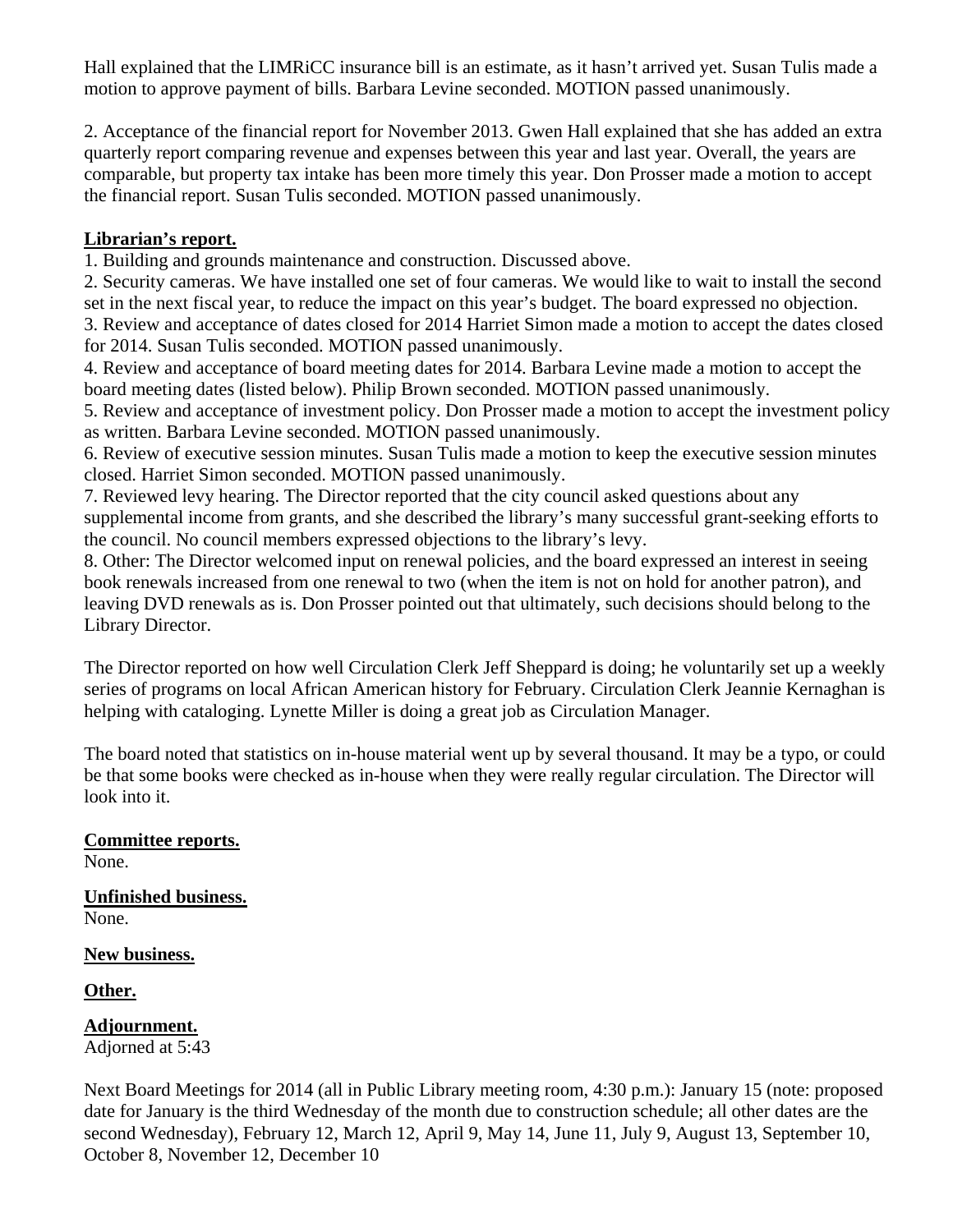Hall explained that the LIMRiCC insurance bill is an estimate, as it hasn't arrived yet. Susan Tulis made a motion to approve payment of bills. Barbara Levine seconded. MOTION passed unanimously.

2. Acceptance of the financial report for November 2013. Gwen Hall explained that she has added an extra quarterly report comparing revenue and expenses between this year and last year. Overall, the years are comparable, but property tax intake has been more timely this year. Don Prosser made a motion to accept the financial report. Susan Tulis seconded. MOTION passed unanimously.

**Librarian's report.**

1. Building and grounds maintenance and construction. Discussed above.
2. Security cameras. We have installed one set of four cameras. We would like to wait to install the second set in the next fiscal year, to reduce the impact on this year's budget. The board expressed no objection.
3. Review and acceptance of dates closed for 2014 Harriet Simon made a motion to accept the dates closed for 2014. Susan Tulis seconded. MOTION passed unanimously.
4. Review and acceptance of board meeting dates for 2014. Barbara Levine made a motion to accept the board meeting dates (listed below). Philip Brown seconded. MOTION passed unanimously.
5. Review and acceptance of investment policy. Don Prosser made a motion to accept the investment policy as written. Barbara Levine seconded. MOTION passed unanimously.
6. Review of executive session minutes. Susan Tulis made a motion to keep the executive session minutes closed. Harriet Simon seconded. MOTION passed unanimously.
7. Reviewed levy hearing. The Director reported that the city council asked questions about any supplemental income from grants, and she described the library's many successful grant-seeking efforts to the council. No council members expressed objections to the library's levy.
8. Other: The Director welcomed input on renewal policies, and the board expressed an interest in seeing book renewals increased from one renewal to two (when the item is not on hold for another patron), and leaving DVD renewals as is. Don Prosser pointed out that ultimately, such decisions should belong to the Library Director.

The Director reported on how well Circulation Clerk Jeff Sheppard is doing; he voluntarily set up a weekly series of programs on local African American history for February. Circulation Clerk Jeannie Kernaghan is helping with cataloging. Lynette Miller is doing a great job as Circulation Manager.

The board noted that statistics on in-house material went up by several thousand. It may be a typo, or could be that some books were checked as in-house when they were really regular circulation. The Director will look into it.

**Committee reports.**
None.

**Unfinished business.**
None.

**New business.**

**Other.**

**Adjournment.**
Adjorned at 5:43

Next Board Meetings for 2014 (all in Public Library meeting room, 4:30 p.m.): January 15 (note: proposed date for January is the third Wednesday of the month due to construction schedule; all other dates are the second Wednesday), February 12, March 12, April 9, May 14, June 11, July 9, August 13, September 10, October 8, November 12, December 10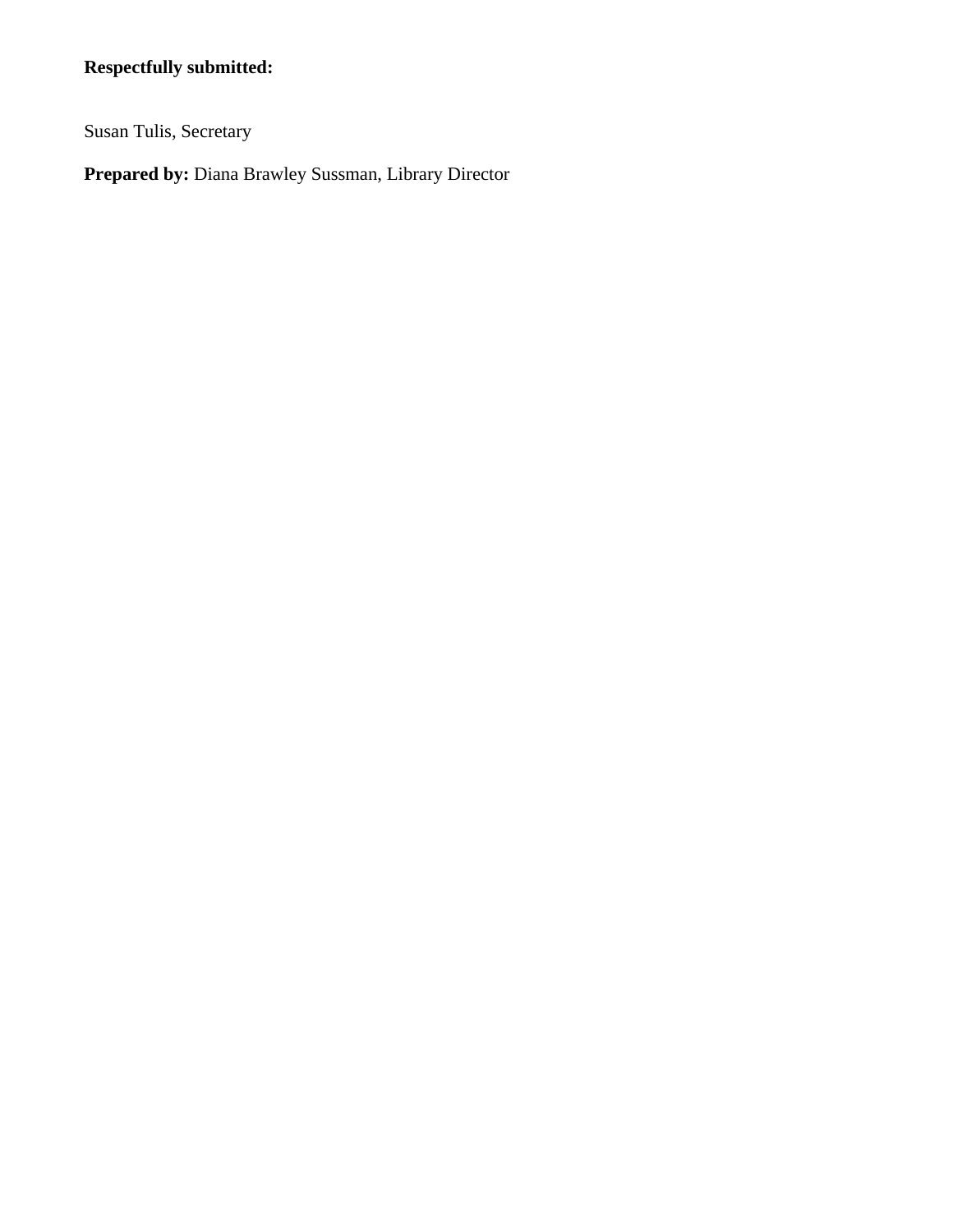**Respectfully submitted:**

Susan Tulis, Secretary

**Prepared by:** Diana Brawley Sussman, Library Director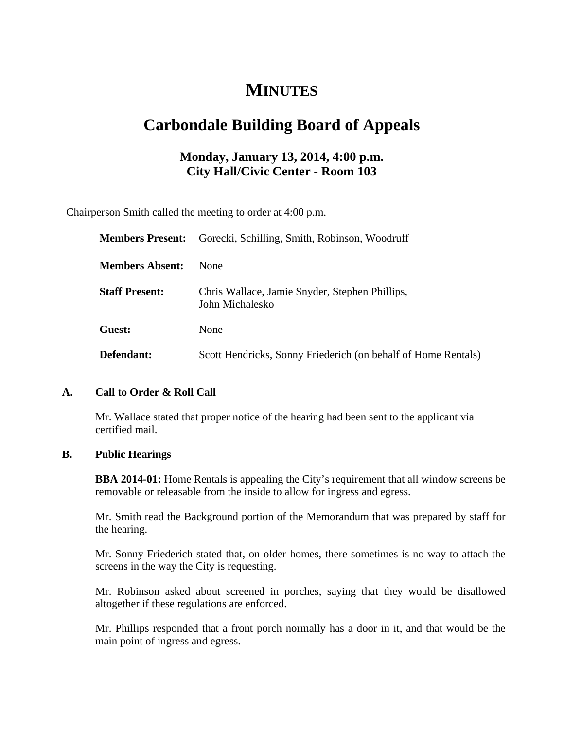# MINUTES

# Carbondale Building Board of Appeals

### Monday, January 13, 2014, 4:00 p.m.
### City Hall/Civic Center - Room 103

Chairperson Smith called the meeting to order at 4:00 p.m.

| | |
|---|---|
| **Members Present:** | Gorecki, Schilling, Smith, Robinson, Woodruff |
| **Members Absent:** | None |
| **Staff Present:** | Chris Wallace, Jamie Snyder, Stephen Phillips, John Michalesko |
| **Guest:** | None |
| **Defendant:** | Scott Hendricks, Sonny Friederich (on behalf of Home Rentals) |

**A. Call to Order & Roll Call**

Mr. Wallace stated that proper notice of the hearing had been sent to the applicant via certified mail.

**B. Public Hearings**

**BBA 2014-01:** Home Rentals is appealing the City's requirement that all window screens be removable or releasable from the inside to allow for ingress and egress.

Mr. Smith read the Background portion of the Memorandum that was prepared by staff for the hearing.

Mr. Sonny Friederich stated that, on older homes, there sometimes is no way to attach the screens in the way the City is requesting.

Mr. Robinson asked about screened in porches, saying that they would be disallowed altogether if these regulations are enforced.

Mr. Phillips responded that a front porch normally has a door in it, and that would be the main point of ingress and egress.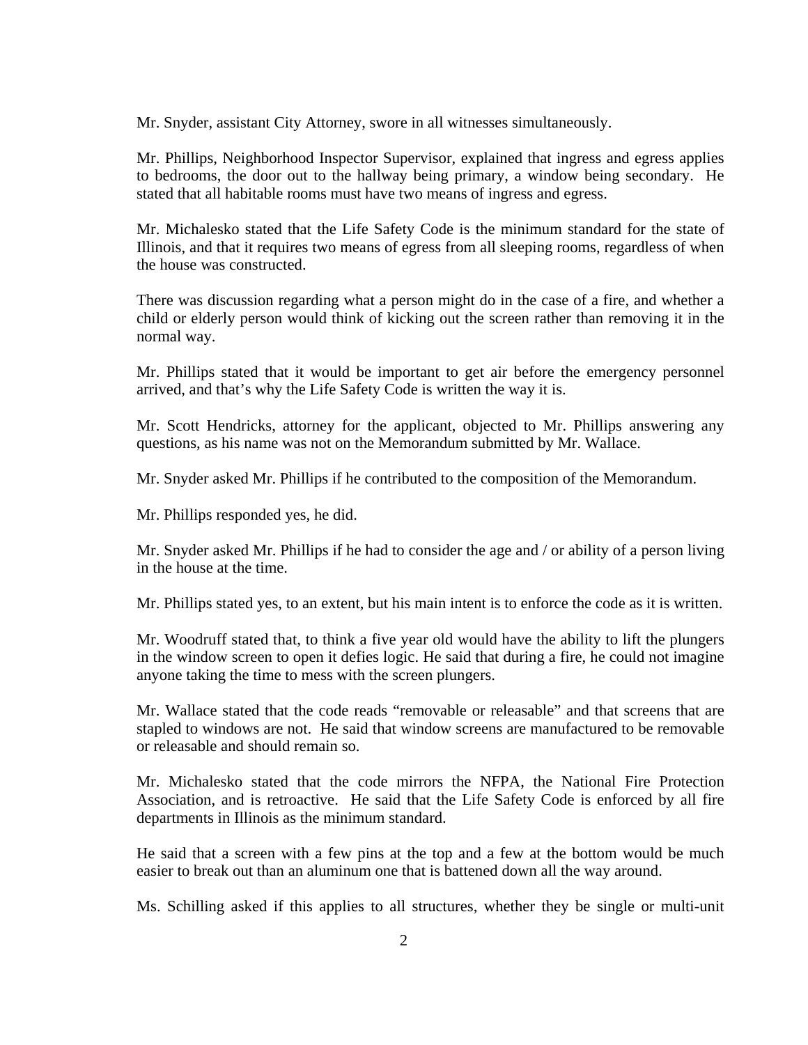Mr. Snyder, assistant City Attorney, swore in all witnesses simultaneously.

Mr. Phillips, Neighborhood Inspector Supervisor, explained that ingress and egress applies to bedrooms, the door out to the hallway being primary, a window being secondary. He stated that all habitable rooms must have two means of ingress and egress.

Mr. Michalesko stated that the Life Safety Code is the minimum standard for the state of Illinois, and that it requires two means of egress from all sleeping rooms, regardless of when the house was constructed.

There was discussion regarding what a person might do in the case of a fire, and whether a child or elderly person would think of kicking out the screen rather than removing it in the normal way.

Mr. Phillips stated that it would be important to get air before the emergency personnel arrived, and that's why the Life Safety Code is written the way it is.

Mr. Scott Hendricks, attorney for the applicant, objected to Mr. Phillips answering any questions, as his name was not on the Memorandum submitted by Mr. Wallace.

Mr. Snyder asked Mr. Phillips if he contributed to the composition of the Memorandum.

Mr. Phillips responded yes, he did.

Mr. Snyder asked Mr. Phillips if he had to consider the age and / or ability of a person living in the house at the time.

Mr. Phillips stated yes, to an extent, but his main intent is to enforce the code as it is written.

Mr. Woodruff stated that, to think a five year old would have the ability to lift the plungers in the window screen to open it defies logic. He said that during a fire, he could not imagine anyone taking the time to mess with the screen plungers.

Mr. Wallace stated that the code reads "removable or releasable" and that screens that are stapled to windows are not. He said that window screens are manufactured to be removable or releasable and should remain so.

Mr. Michalesko stated that the code mirrors the NFPA, the National Fire Protection Association, and is retroactive. He said that the Life Safety Code is enforced by all fire departments in Illinois as the minimum standard.

He said that a screen with a few pins at the top and a few at the bottom would be much easier to break out than an aluminum one that is battened down all the way around.

Ms. Schilling asked if this applies to all structures, whether they be single or multi-unit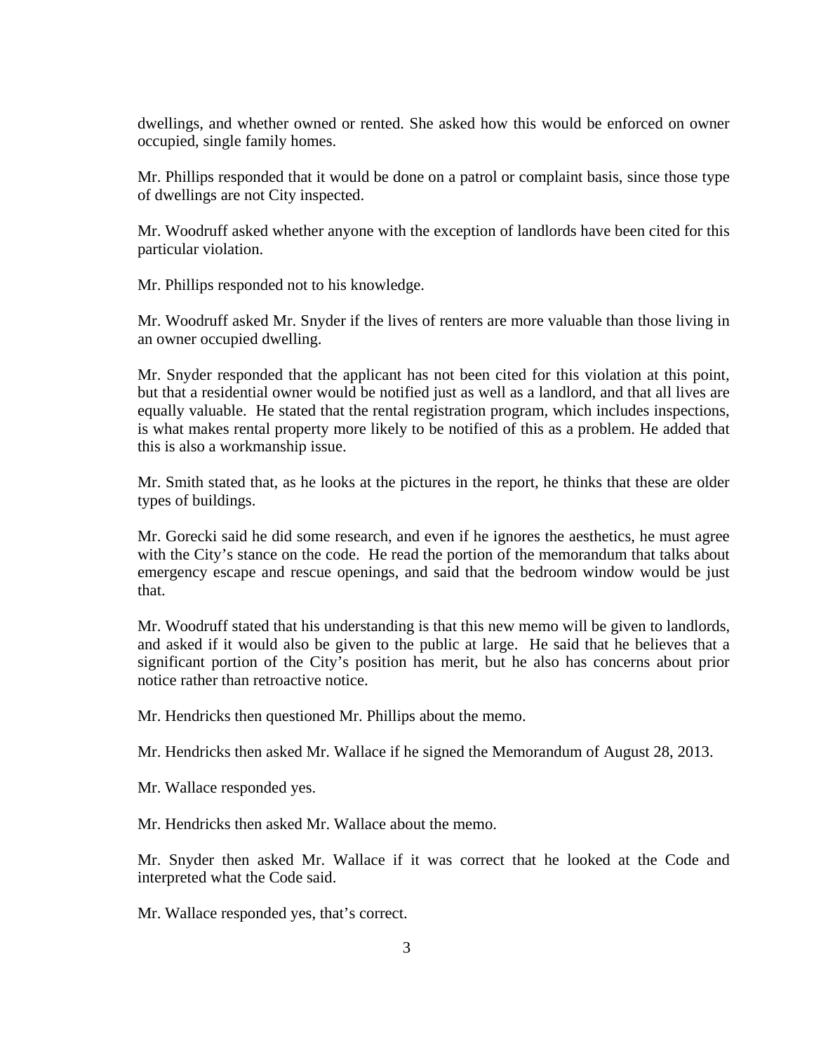dwellings, and whether owned or rented. She asked how this would be enforced on owner occupied, single family homes.

Mr. Phillips responded that it would be done on a patrol or complaint basis, since those type of dwellings are not City inspected.

Mr. Woodruff asked whether anyone with the exception of landlords have been cited for this particular violation.

Mr. Phillips responded not to his knowledge.

Mr. Woodruff asked Mr. Snyder if the lives of renters are more valuable than those living in an owner occupied dwelling.

Mr. Snyder responded that the applicant has not been cited for this violation at this point, but that a residential owner would be notified just as well as a landlord, and that all lives are equally valuable. He stated that the rental registration program, which includes inspections, is what makes rental property more likely to be notified of this as a problem. He added that this is also a workmanship issue.

Mr. Smith stated that, as he looks at the pictures in the report, he thinks that these are older types of buildings.

Mr. Gorecki said he did some research, and even if he ignores the aesthetics, he must agree with the City's stance on the code. He read the portion of the memorandum that talks about emergency escape and rescue openings, and said that the bedroom window would be just that.

Mr. Woodruff stated that his understanding is that this new memo will be given to landlords, and asked if it would also be given to the public at large. He said that he believes that a significant portion of the City's position has merit, but he also has concerns about prior notice rather than retroactive notice.

Mr. Hendricks then questioned Mr. Phillips about the memo.

Mr. Hendricks then asked Mr. Wallace if he signed the Memorandum of August 28, 2013.

Mr. Wallace responded yes.

Mr. Hendricks then asked Mr. Wallace about the memo.

Mr. Snyder then asked Mr. Wallace if it was correct that he looked at the Code and interpreted what the Code said.

Mr. Wallace responded yes, that's correct.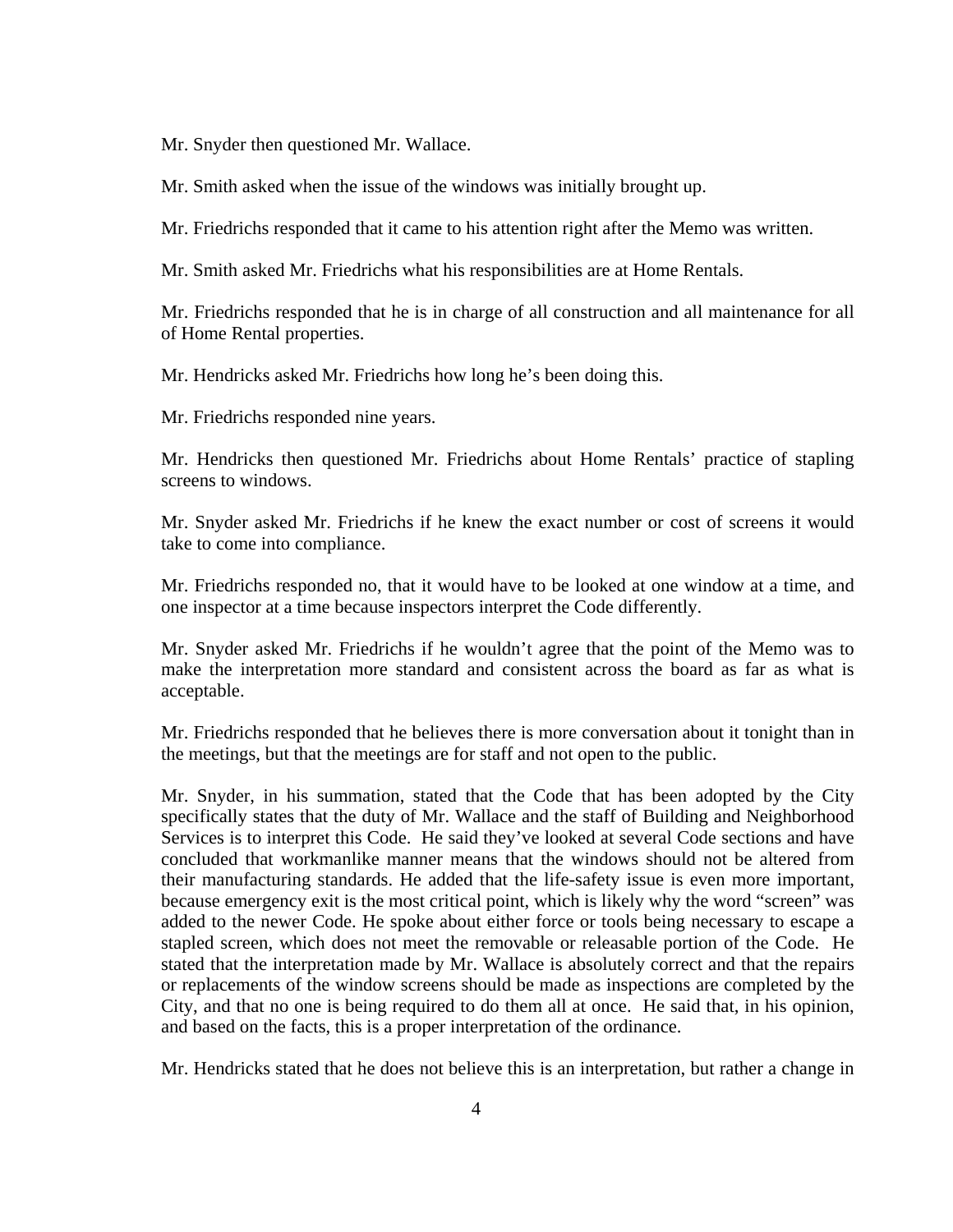Mr. Snyder then questioned Mr. Wallace.

Mr. Smith asked when the issue of the windows was initially brought up.

Mr. Friedrichs responded that it came to his attention right after the Memo was written.

Mr. Smith asked Mr. Friedrichs what his responsibilities are at Home Rentals.

Mr. Friedrichs responded that he is in charge of all construction and all maintenance for all of Home Rental properties.

Mr. Hendricks asked Mr. Friedrichs how long he's been doing this.

Mr. Friedrichs responded nine years.

Mr. Hendricks then questioned Mr. Friedrichs about Home Rentals' practice of stapling screens to windows.

Mr. Snyder asked Mr. Friedrichs if he knew the exact number or cost of screens it would take to come into compliance.

Mr. Friedrichs responded no, that it would have to be looked at one window at a time, and one inspector at a time because inspectors interpret the Code differently.

Mr. Snyder asked Mr. Friedrichs if he wouldn't agree that the point of the Memo was to make the interpretation more standard and consistent across the board as far as what is acceptable.

Mr. Friedrichs responded that he believes there is more conversation about it tonight than in the meetings, but that the meetings are for staff and not open to the public.

Mr. Snyder, in his summation, stated that the Code that has been adopted by the City specifically states that the duty of Mr. Wallace and the staff of Building and Neighborhood Services is to interpret this Code. He said they've looked at several Code sections and have concluded that workmanlike manner means that the windows should not be altered from their manufacturing standards. He added that the life-safety issue is even more important, because emergency exit is the most critical point, which is likely why the word "screen" was added to the newer Code. He spoke about either force or tools being necessary to escape a stapled screen, which does not meet the removable or releasable portion of the Code. He stated that the interpretation made by Mr. Wallace is absolutely correct and that the repairs or replacements of the window screens should be made as inspections are completed by the City, and that no one is being required to do them all at once. He said that, in his opinion, and based on the facts, this is a proper interpretation of the ordinance.

Mr. Hendricks stated that he does not believe this is an interpretation, but rather a change in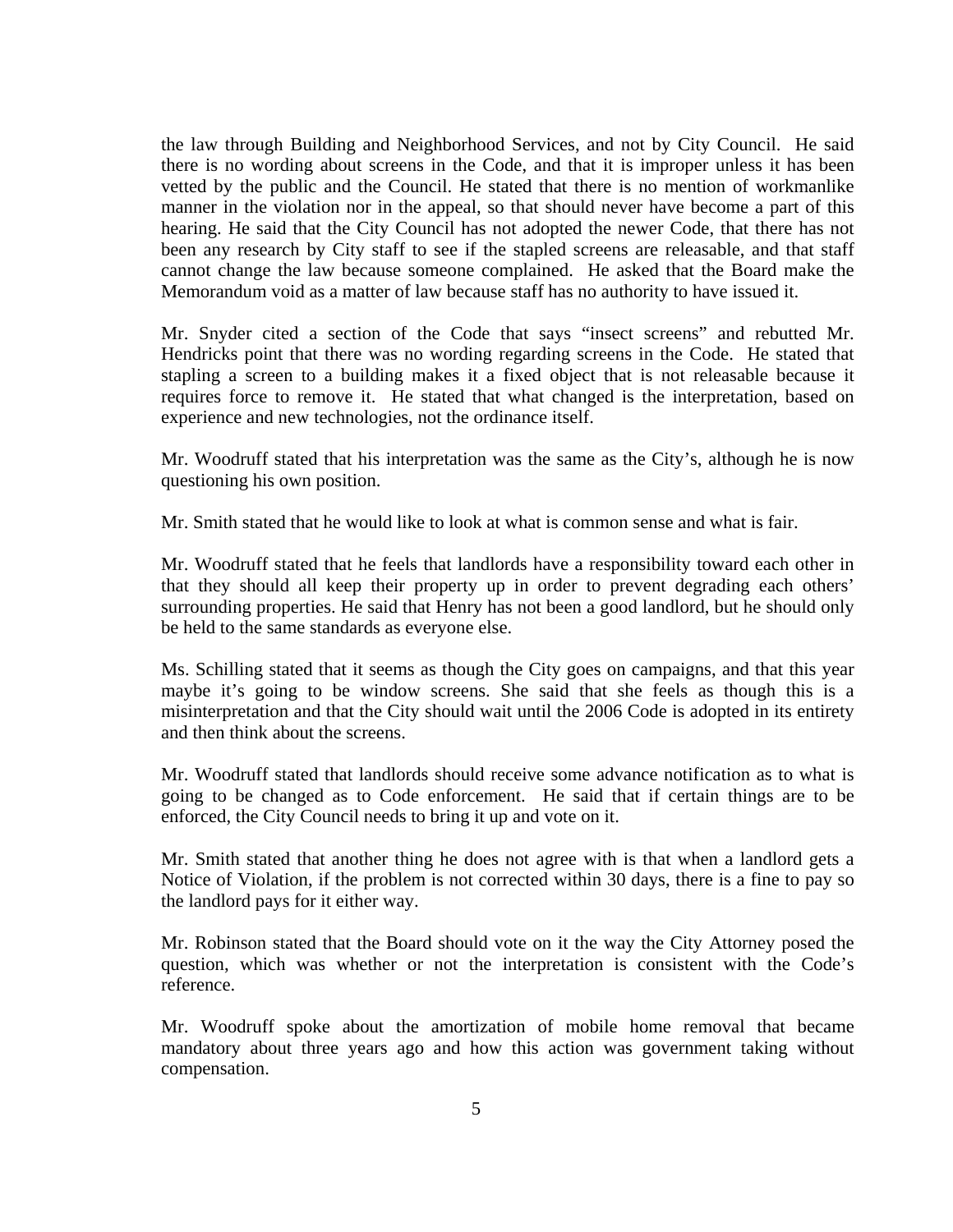the law through Building and Neighborhood Services, and not by City Council. He said there is no wording about screens in the Code, and that it is improper unless it has been vetted by the public and the Council. He stated that there is no mention of workmanlike manner in the violation nor in the appeal, so that should never have become a part of this hearing. He said that the City Council has not adopted the newer Code, that there has not been any research by City staff to see if the stapled screens are releasable, and that staff cannot change the law because someone complained. He asked that the Board make the Memorandum void as a matter of law because staff has no authority to have issued it.

Mr. Snyder cited a section of the Code that says "insect screens" and rebutted Mr. Hendricks point that there was no wording regarding screens in the Code. He stated that stapling a screen to a building makes it a fixed object that is not releasable because it requires force to remove it. He stated that what changed is the interpretation, based on experience and new technologies, not the ordinance itself.

Mr. Woodruff stated that his interpretation was the same as the City's, although he is now questioning his own position.

Mr. Smith stated that he would like to look at what is common sense and what is fair.

Mr. Woodruff stated that he feels that landlords have a responsibility toward each other in that they should all keep their property up in order to prevent degrading each others' surrounding properties. He said that Henry has not been a good landlord, but he should only be held to the same standards as everyone else.

Ms. Schilling stated that it seems as though the City goes on campaigns, and that this year maybe it's going to be window screens. She said that she feels as though this is a misinterpretation and that the City should wait until the 2006 Code is adopted in its entirety and then think about the screens.

Mr. Woodruff stated that landlords should receive some advance notification as to what is going to be changed as to Code enforcement. He said that if certain things are to be enforced, the City Council needs to bring it up and vote on it.

Mr. Smith stated that another thing he does not agree with is that when a landlord gets a Notice of Violation, if the problem is not corrected within 30 days, there is a fine to pay so the landlord pays for it either way.

Mr. Robinson stated that the Board should vote on it the way the City Attorney posed the question, which was whether or not the interpretation is consistent with the Code's reference.

Mr. Woodruff spoke about the amortization of mobile home removal that became mandatory about three years ago and how this action was government taking without compensation.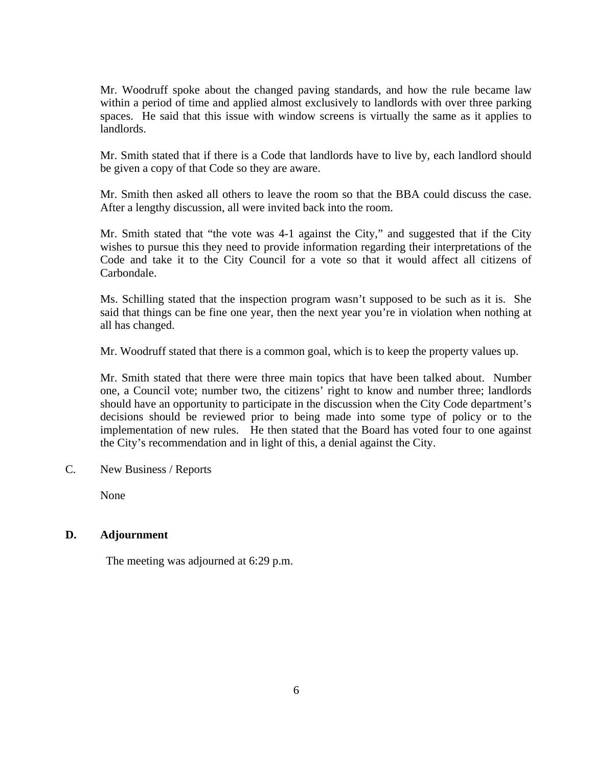Mr. Woodruff spoke about the changed paving standards, and how the rule became law within a period of time and applied almost exclusively to landlords with over three parking spaces. He said that this issue with window screens is virtually the same as it applies to landlords.

Mr. Smith stated that if there is a Code that landlords have to live by, each landlord should be given a copy of that Code so they are aware.

Mr. Smith then asked all others to leave the room so that the BBA could discuss the case. After a lengthy discussion, all were invited back into the room.

Mr. Smith stated that "the vote was 4-1 against the City," and suggested that if the City wishes to pursue this they need to provide information regarding their interpretations of the Code and take it to the City Council for a vote so that it would affect all citizens of Carbondale.

Ms. Schilling stated that the inspection program wasn't supposed to be such as it is. She said that things can be fine one year, then the next year you're in violation when nothing at all has changed.

Mr. Woodruff stated that there is a common goal, which is to keep the property values up.

Mr. Smith stated that there were three main topics that have been talked about. Number one, a Council vote; number two, the citizens' right to know and number three; landlords should have an opportunity to participate in the discussion when the City Code department's decisions should be reviewed prior to being made into some type of policy or to the implementation of new rules. He then stated that the Board has voted four to one against the City's recommendation and in light of this, a denial against the City.

C. New Business / Reports

None

**D. Adjournment**

The meeting was adjourned at 6:29 p.m.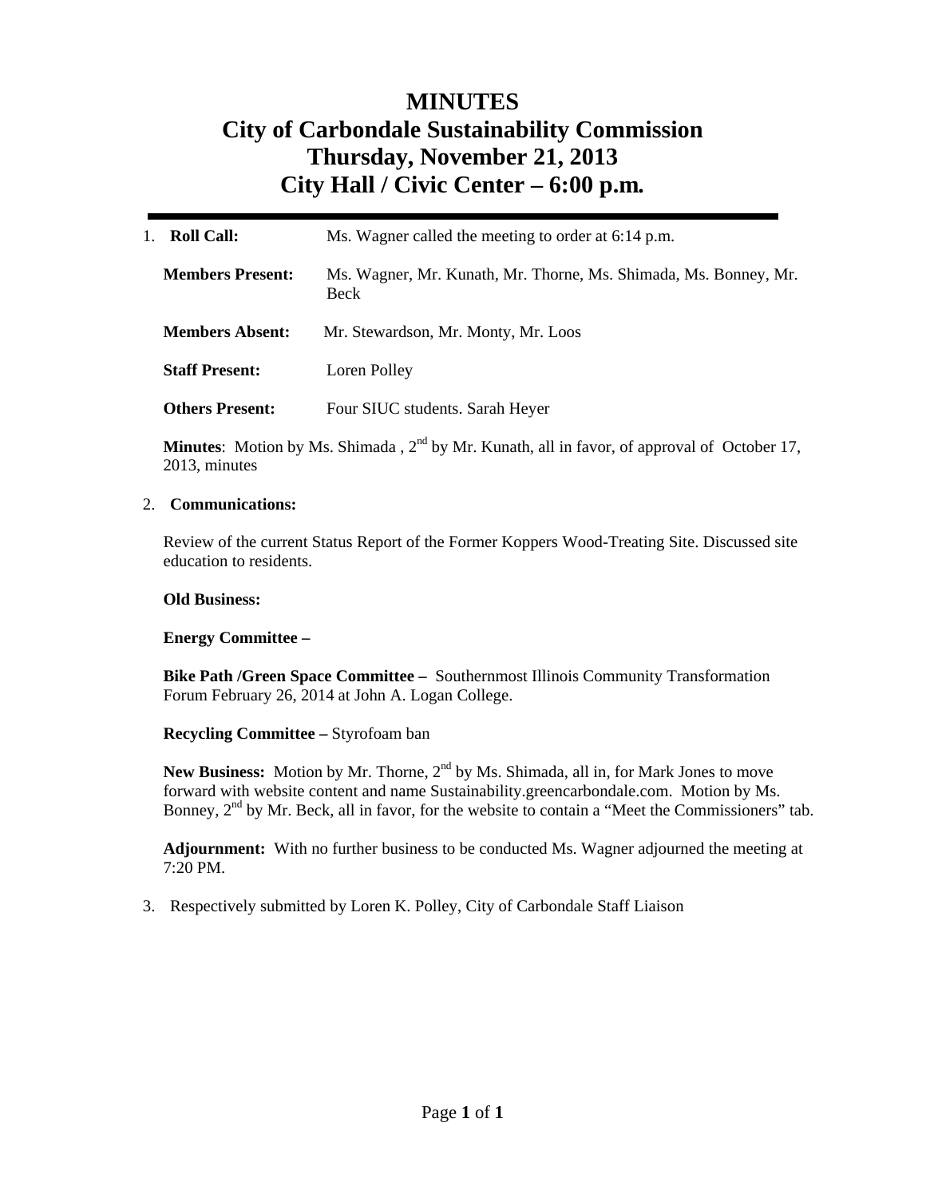# MINUTES
# City of Carbondale Sustainability Commission
# Thursday, November 21, 2013
# City Hall / Civic Center – 6:00 p.m.

---

1. **Roll Call:** Ms. Wagner called the meeting to order at 6:14 p.m.

   **Members Present:** Ms. Wagner, Mr. Kunath, Mr. Thorne, Ms. Shimada, Ms. Bonney, Mr. Beck

   **Members Absent:** Mr. Stewardson, Mr. Monty, Mr. Loos

   **Staff Present:** Loren Polley

   **Others Present:** Four SIUC students. Sarah Heyer

   **Minutes**: Motion by Ms. Shimada , 2nd by Mr. Kunath, all in favor, of approval of October 17, 2013, minutes

2. **Communications:**

   Review of the current Status Report of the Former Koppers Wood-Treating Site. Discussed site education to residents.

   **Old Business:**

   **Energy Committee –**

   **Bike Path /Green Space Committee –** Southernmost Illinois Community Transformation Forum February 26, 2014 at John A. Logan College.

   **Recycling Committee –** Styrofoam ban

   **New Business:** Motion by Mr. Thorne, 2nd by Ms. Shimada, all in, for Mark Jones to move forward with website content and name Sustainability.greencarbondale.com. Motion by Ms. Bonney, 2nd by Mr. Beck, all in favor, for the website to contain a "Meet the Commissioners" tab.

   **Adjournment:** With no further business to be conducted Ms. Wagner adjourned the meeting at 7:20 PM.

3. Respectively submitted by Loren K. Polley, City of Carbondale Staff Liaison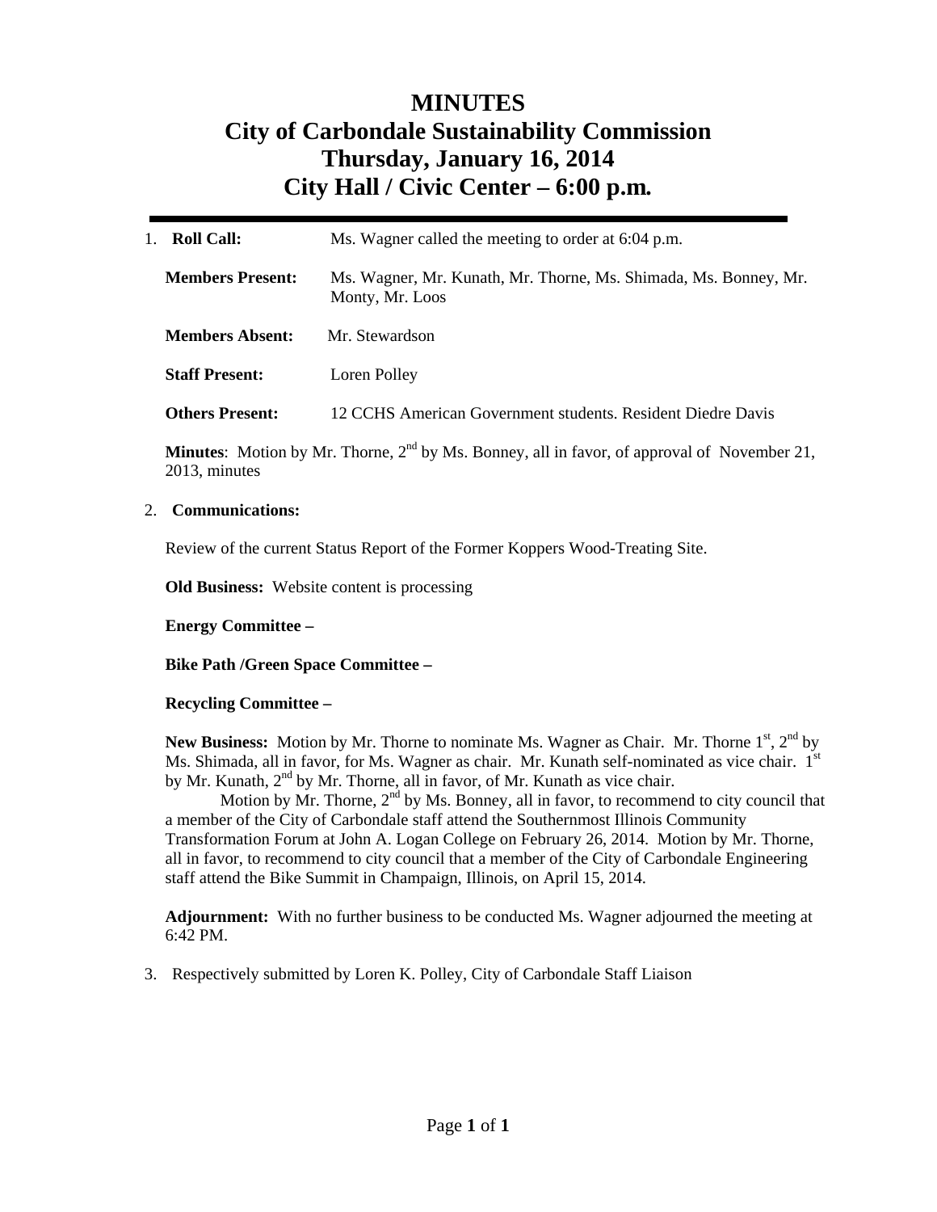# MINUTES
# City of Carbondale Sustainability Commission
# Thursday, January 16, 2014
# City Hall / Civic Center – 6:00 p.m.

---

1. **Roll Call:** Ms. Wagner called the meeting to order at 6:04 p.m.

   **Members Present:** Ms. Wagner, Mr. Kunath, Mr. Thorne, Ms. Shimada, Ms. Bonney, Mr. Monty, Mr. Loos

   **Members Absent:** Mr. Stewardson

   **Staff Present:** Loren Polley

   **Others Present:** 12 CCHS American Government students. Resident Diedre Davis

   **Minutes**: Motion by Mr. Thorne, 2nd by Ms. Bonney, all in favor, of approval of November 21, 2013, minutes

2. **Communications:**

   Review of the current Status Report of the Former Koppers Wood-Treating Site.

   **Old Business:** Website content is processing

   **Energy Committee –**

   **Bike Path /Green Space Committee –**

   **Recycling Committee –**

   **New Business:** Motion by Mr. Thorne to nominate Ms. Wagner as Chair. Mr. Thorne 1st, 2nd by Ms. Shimada, all in favor, for Ms. Wagner as chair. Mr. Kunath self-nominated as vice chair. 1st by Mr. Kunath, 2nd by Mr. Thorne, all in favor, of Mr. Kunath as vice chair.

   Motion by Mr. Thorne, 2nd by Ms. Bonney, all in favor, to recommend to city council that a member of the City of Carbondale staff attend the Southernmost Illinois Community Transformation Forum at John A. Logan College on February 26, 2014. Motion by Mr. Thorne, all in favor, to recommend to city council that a member of the City of Carbondale Engineering staff attend the Bike Summit in Champaign, Illinois, on April 15, 2014.

   **Adjournment:** With no further business to be conducted Ms. Wagner adjourned the meeting at 6:42 PM.

3. Respectively submitted by Loren K. Polley, City of Carbondale Staff Liaison